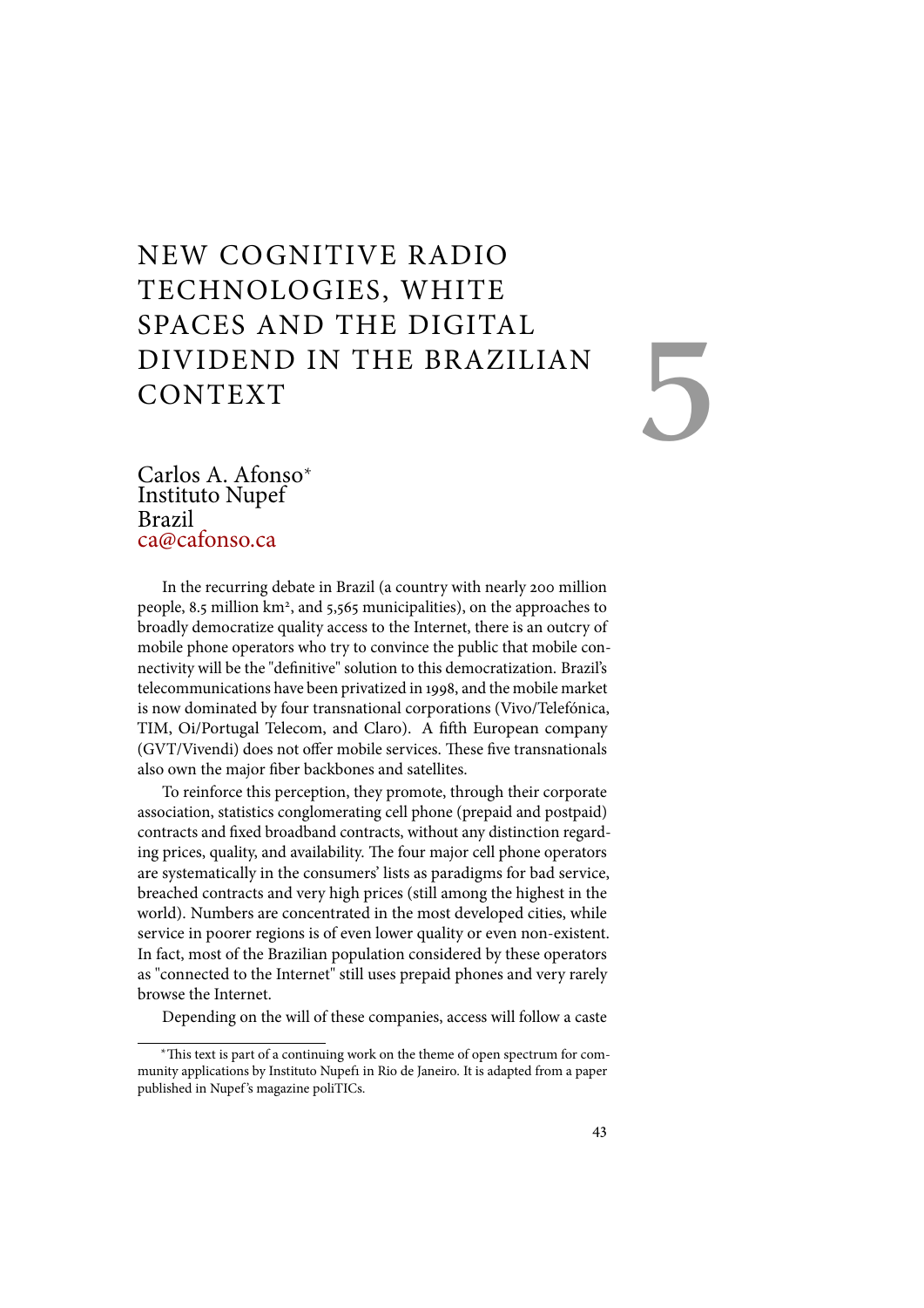# NEW COGNITIVE RADIO TECHNOLOGIES, WHITE SPACES AND THE DIGITAL DIVIDEND IN THE BRAZILIAN CONTEXT

5

Carlos A. Afonso*
Instituto Nupef
Brazil
ca@cafonso.ca

In the recurring debate in Brazil (a country with nearly 200 million people, 8.5 million km², and 5,565 municipalities), on the approaches to broadly democratize quality access to the Internet, there is an outcry of mobile phone operators who try to convince the public that mobile connectivity will be the "definitive" solution to this democratization. Brazil's telecommunications have been privatized in 1998, and the mobile market is now dominated by four transnational corporations (Vivo/Telefónica, TIM, Oi/Portugal Telecom, and Claro). A fifth European company (GVT/Vivendi) does not offer mobile services. These five transnationals also own the major fiber backbones and satellites.

To reinforce this perception, they promote, through their corporate association, statistics conglomerating cell phone (prepaid and postpaid) contracts and fixed broadband contracts, without any distinction regarding prices, quality, and availability. The four major cell phone operators are systematically in the consumers' lists as paradigms for bad service, breached contracts and very high prices (still among the highest in the world). Numbers are concentrated in the most developed cities, while service in poorer regions is of even lower quality or even non-existent. In fact, most of the Brazilian population considered by these operators as "connected to the Internet" still uses prepaid phones and very rarely browse the Internet.

Depending on the will of these companies, access will follow a caste

*This text is part of a continuing work on the theme of open spectrum for community applications by Instituto Nupef1 in Rio de Janeiro. It is adapted from a paper published in Nupef's magazine poliTICs.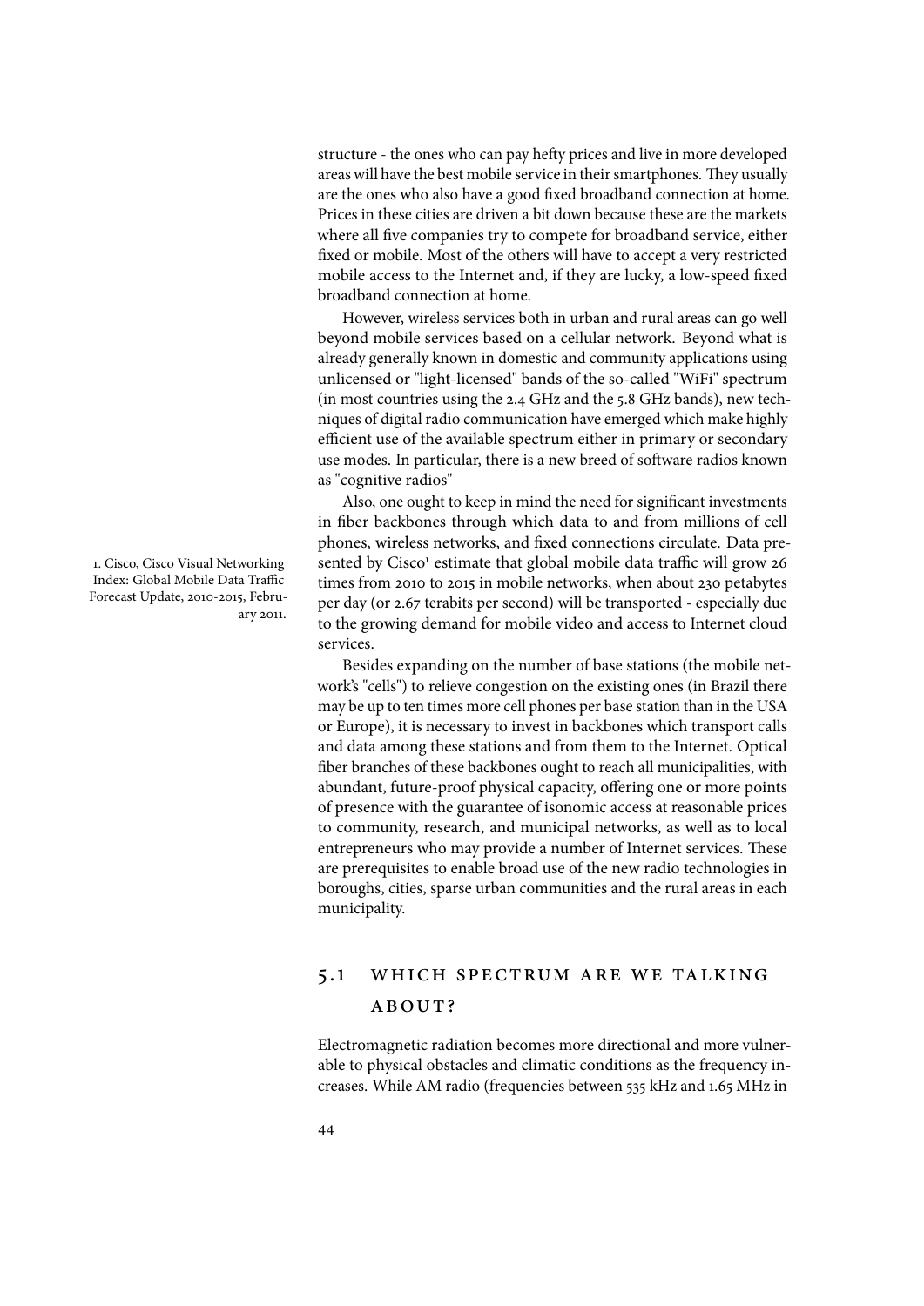structure - the ones who can pay hefty prices and live in more developed areas will have the best mobile service in their smartphones. They usually are the ones who also have a good fixed broadband connection at home. Prices in these cities are driven a bit down because these are the markets where all five companies try to compete for broadband service, either fixed or mobile. Most of the others will have to accept a very restricted mobile access to the Internet and, if they are lucky, a low-speed fixed broadband connection at home.

However, wireless services both in urban and rural areas can go well beyond mobile services based on a cellular network. Beyond what is already generally known in domestic and community applications using unlicensed or "light-licensed" bands of the so-called "WiFi" spectrum (in most countries using the 2.4 GHz and the 5.8 GHz bands), new techniques of digital radio communication have emerged which make highly efficient use of the available spectrum either in primary or secondary use modes. In particular, there is a new breed of software radios known as "cognitive radios"

Also, one ought to keep in mind the need for significant investments in fiber backbones through which data to and from millions of cell phones, wireless networks, and fixed connections circulate. Data presented by Cisco[1] estimate that global mobile data traffic will grow 26 times from 2010 to 2015 in mobile networks, when about 230 petabytes per day (or 2.67 terabits per second) will be transported - especially due to the growing demand for mobile video and access to Internet cloud services.

Besides expanding on the number of base stations (the mobile network's "cells") to relieve congestion on the existing ones (in Brazil there may be up to ten times more cell phones per base station than in the USA or Europe), it is necessary to invest in backbones which transport calls and data among these stations and from them to the Internet. Optical fiber branches of these backbones ought to reach all municipalities, with abundant, future-proof physical capacity, offering one or more points of presence with the guarantee of isonomic access at reasonable prices to community, research, and municipal networks, as well as to local entrepreneurs who may provide a number of Internet services. These are prerequisites to enable broad use of the new radio technologies in boroughs, cities, sparse urban communities and the rural areas in each municipality.

1. Cisco, Cisco Visual Networking Index: Global Mobile Data Traffic Forecast Update, 2010-2015, February 2011.

## 5.1 Which spectrum are we talking about?

Electromagnetic radiation becomes more directional and more vulnerable to physical obstacles and climatic conditions as the frequency increases. While AM radio (frequencies between 535 kHz and 1.65 MHz in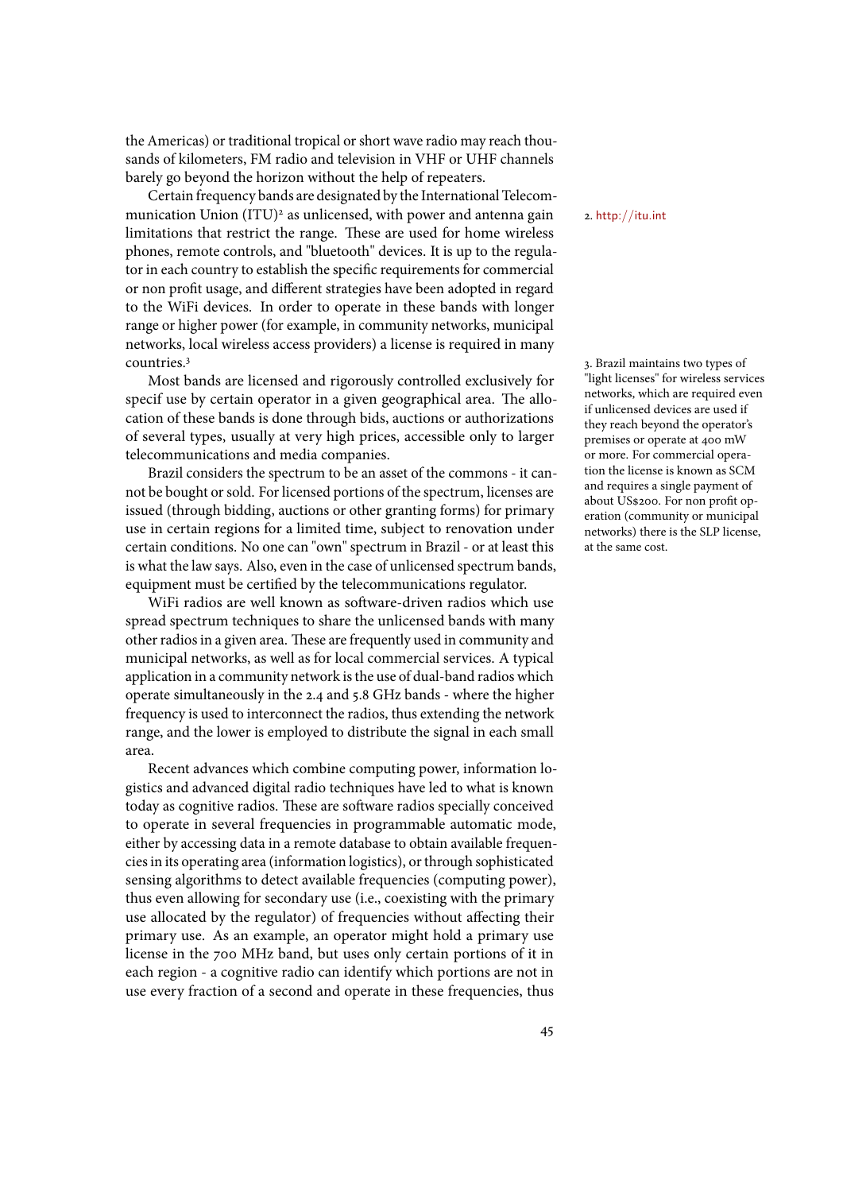the Americas) or traditional tropical or short wave radio may reach thousands of kilometers, FM radio and television in VHF or UHF channels barely go beyond the horizon without the help of repeaters.

Certain frequency bands are designated by the International Telecommunication Union (ITU)[2] as unlicensed, with power and antenna gain limitations that restrict the range. These are used for home wireless phones, remote controls, and "bluetooth" devices. It is up to the regulator in each country to establish the specific requirements for commercial or non profit usage, and different strategies have been adopted in regard to the WiFi devices. In order to operate in these bands with longer range or higher power (for example, in community networks, municipal networks, local wireless access providers) a license is required in many countries.[3]

Most bands are licensed and rigorously controlled exclusively for specif use by certain operator in a given geographical area. The allocation of these bands is done through bids, auctions or authorizations of several types, usually at very high prices, accessible only to larger telecommunications and media companies.

Brazil considers the spectrum to be an asset of the commons - it cannot be bought or sold. For licensed portions of the spectrum, licenses are issued (through bidding, auctions or other granting forms) for primary use in certain regions for a limited time, subject to renovation under certain conditions. No one can "own" spectrum in Brazil - or at least this is what the law says. Also, even in the case of unlicensed spectrum bands, equipment must be certified by the telecommunications regulator.

WiFi radios are well known as software-driven radios which use spread spectrum techniques to share the unlicensed bands with many other radios in a given area. These are frequently used in community and municipal networks, as well as for local commercial services. A typical application in a community network is the use of dual-band radios which operate simultaneously in the 2.4 and 5.8 GHz bands - where the higher frequency is used to interconnect the radios, thus extending the network range, and the lower is employed to distribute the signal in each small area.

Recent advances which combine computing power, information logistics and advanced digital radio techniques have led to what is known today as cognitive radios. These are software radios specially conceived to operate in several frequencies in programmable automatic mode, either by accessing data in a remote database to obtain available frequencies in its operating area (information logistics), or through sophisticated sensing algorithms to detect available frequencies (computing power), thus even allowing for secondary use (i.e., coexisting with the primary use allocated by the regulator) of frequencies without affecting their primary use. As an example, an operator might hold a primary use license in the 700 MHz band, but uses only certain portions of it in each region - a cognitive radio can identify which portions are not in use every fraction of a second and operate in these frequencies, thus

2. http://itu.int

3. Brazil maintains two types of "light licenses" for wireless services networks, which are required even if unlicensed devices are used if they reach beyond the operator's premises or operate at 400 mW or more. For commercial operation the license is known as SCM and requires a single payment of about US$200. For non profit operation (community or municipal networks) there is the SLP license, at the same cost.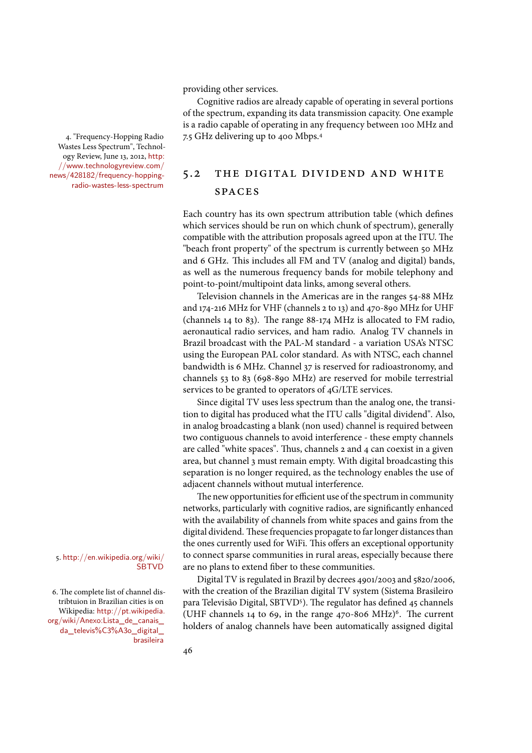providing other services.

Cognitive radios are already capable of operating in several portions of the spectrum, expanding its data transmission capacity. One example is a radio capable of operating in any frequency between 100 MHz and 7.5 GHz delivering up to 400 Mbps.[4]

4. "Frequency-Hopping Radio Wastes Less Spectrum", Technology Review, June 13, 2012, http://www.technologyreview.com/news/428182/frequency-hopping-radio-wastes-less-spectrum

## 5.2 The Digital Dividend and White Spaces

Each country has its own spectrum attribution table (which defines which services should be run on which chunk of spectrum), generally compatible with the attribution proposals agreed upon at the ITU. The "beach front property" of the spectrum is currently between 50 MHz and 6 GHz. This includes all FM and TV (analog and digital) bands, as well as the numerous frequency bands for mobile telephony and point-to-point/multipoint data links, among several others.

Television channels in the Americas are in the ranges 54-88 MHz and 174-216 MHz for VHF (channels 2 to 13) and 470-890 MHz for UHF (channels 14 to 83). The range 88-174 MHz is allocated to FM radio, aeronautical radio services, and ham radio. Analog TV channels in Brazil broadcast with the PAL-M standard - a variation USA's NTSC using the European PAL color standard. As with NTSC, each channel bandwidth is 6 MHz. Channel 37 is reserved for radioastronomy, and channels 53 to 83 (698-890 MHz) are reserved for mobile terrestrial services to be granted to operators of 4G/LTE services.

Since digital TV uses less spectrum than the analog one, the transition to digital has produced what the ITU calls "digital dividend". Also, in analog broadcasting a blank (non used) channel is required between two contiguous channels to avoid interference - these empty channels are called "white spaces". Thus, channels 2 and 4 can coexist in a given area, but channel 3 must remain empty. With digital broadcasting this separation is no longer required, as the technology enables the use of adjacent channels without mutual interference.

The new opportunities for efficient use of the spectrum in community networks, particularly with cognitive radios, are significantly enhanced with the availability of channels from white spaces and gains from the digital dividend. These frequencies propagate to far longer distances than the ones currently used for WiFi. This offers an exceptional opportunity to connect sparse communities in rural areas, especially because there are no plans to extend fiber to these communities.

Digital TV is regulated in Brazil by decrees 4901/2003 and 5820/2006, with the creation of the Brazilian digital TV system (Sistema Brasileiro para Televisão Digital, SBTVD[5]). The regulator has defined 45 channels (UHF channels 14 to 69, in the range 470-806 MHz)[6]. The current holders of analog channels have been automatically assigned digital

5. http://en.wikipedia.org/wiki/SBTVD

6. The complete list of channel distribution in Brazilian cities is on Wikipedia: http://pt.wikipedia.org/wiki/Anexo:Lista_de_canais_da_televis%C3%A3o_digital_brasileira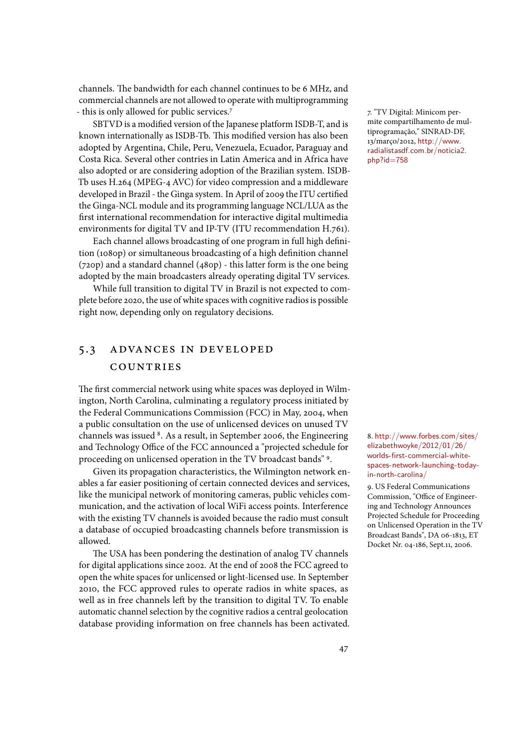channels. The bandwidth for each channel continues to be 6 MHz, and commercial channels are not allowed to operate with multiprogramming - this is only allowed for public services.[7]

SBTVD is a modified version of the Japanese platform ISDB-T, and is known internationally as ISDB-Tb. This modified version has also been adopted by Argentina, Chile, Peru, Venezuela, Ecuador, Paraguay and Costa Rica. Several other contries in Latin America and in Africa have also adopted or are considering adoption of the Brazilian system. ISDB-Tb uses H.264 (MPEG-4 AVC) for video compression and a middleware developed in Brazil - the Ginga system. In April of 2009 the ITU certified the Ginga-NCL module and its programming language NCL/LUA as the first international recommendation for interactive digital multimedia environments for digital TV and IP-TV (ITU recommendation H.761).

Each channel allows broadcasting of one program in full high definition (1080p) or simultaneous broadcasting of a high definition channel (720p) and a standard channel (480p) - this latter form is the one being adopted by the main broadcasters already operating digital TV services.

While full transition to digital TV in Brazil is not expected to complete before 2020, the use of white spaces with cognitive radios is possible right now, depending only on regulatory decisions.

7. "TV Digital: Minicom permite compartilhamento de multiprogramação," SINRAD-DF, 13/março/2012, http://www.radialistasdf.com.br/noticia2.php?id=758

## 5.3 ADVANCES IN DEVELOPED COUNTRIES

The first commercial network using white spaces was deployed in Wilmington, North Carolina, culminating a regulatory process initiated by the Federal Communications Commission (FCC) in May, 2004, when a public consultation on the use of unlicensed devices on unused TV channels was issued [8]. As a result, in September 2006, the Engineering and Technology Office of the FCC announced a "projected schedule for proceeding on unlicensed operation in the TV broadcast bands" [9].

Given its propagation characteristics, the Wilmington network enables a far easier positioning of certain connected devices and services, like the municipal network of monitoring cameras, public vehicles communication, and the activation of local WiFi access points. Interference with the existing TV channels is avoided because the radio must consult a database of occupied broadcasting channels before transmission is allowed.

The USA has been pondering the destination of analog TV channels for digital applications since 2002. At the end of 2008 the FCC agreed to open the white spaces for unlicensed or light-licensed use. In September 2010, the FCC approved rules to operate radios in white spaces, as well as in free channels left by the transition to digital TV. To enable automatic channel selection by the cognitive radios a central geolocation database providing information on free channels has been activated.

8. http://www.forbes.com/sites/elizabethwoyke/2012/01/26/worlds-first-commercial-white-spaces-network-launching-today-in-north-carolina/

9. US Federal Communications Commission, "Office of Engineering and Technology Announces Projected Schedule for Proceeding on Unlicensed Operation in the TV Broadcast Bands", DA 06-1813, ET Docket Nr. 04-186, Sept.11, 2006.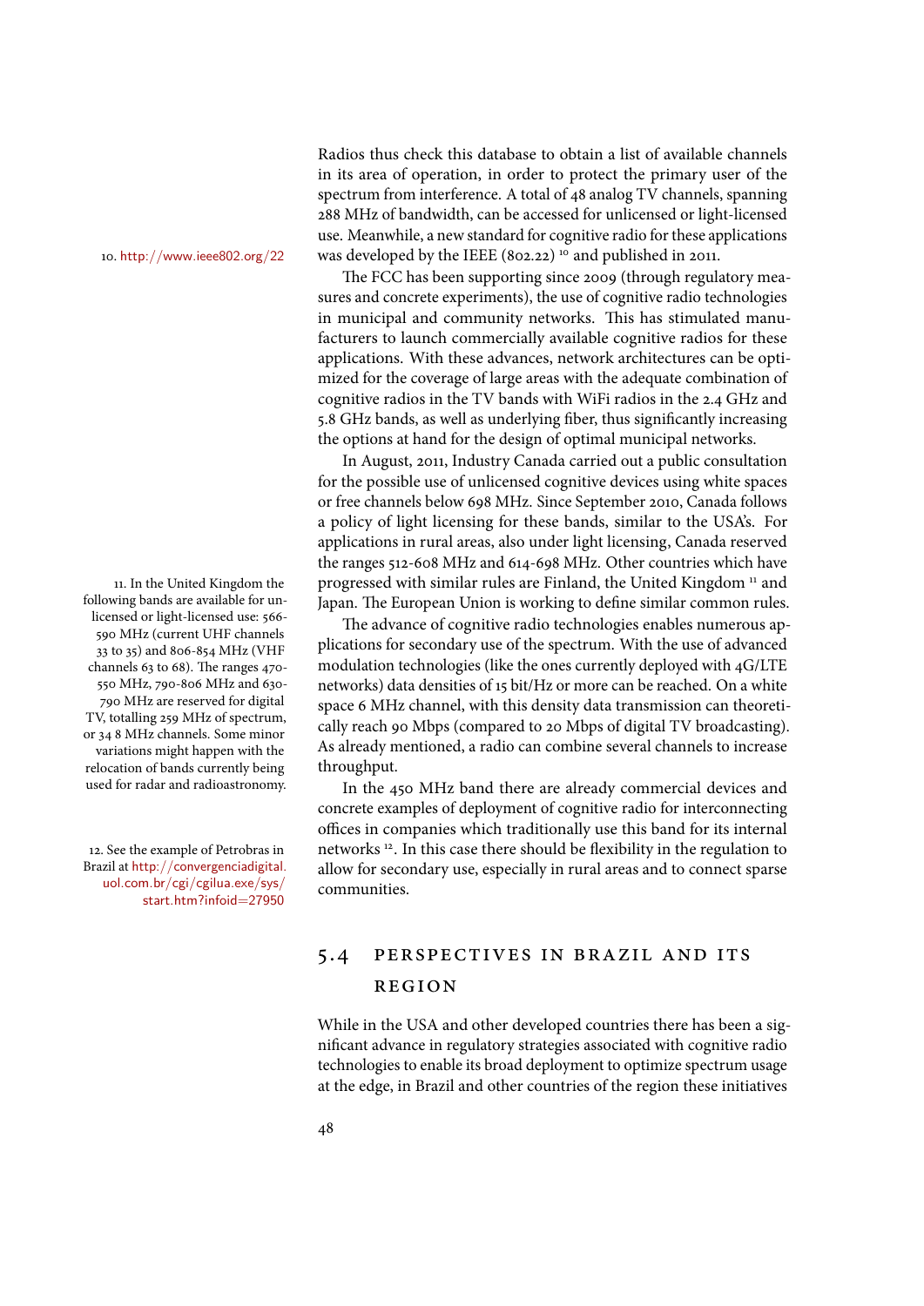Radios thus check this database to obtain a list of available channels in its area of operation, in order to protect the primary user of the spectrum from interference. A total of 48 analog TV channels, spanning 288 MHz of bandwidth, can be accessed for unlicensed or light-licensed use. Meanwhile, a new standard for cognitive radio for these applications was developed by the IEEE (802.22) [10] and published in 2011.

10. http://www.ieee802.org/22

The FCC has been supporting since 2009 (through regulatory measures and concrete experiments), the use of cognitive radio technologies in municipal and community networks. This has stimulated manufacturers to launch commercially available cognitive radios for these applications. With these advances, network architectures can be optimized for the coverage of large areas with the adequate combination of cognitive radios in the TV bands with WiFi radios in the 2.4 GHz and 5.8 GHz bands, as well as underlying fiber, thus significantly increasing the options at hand for the design of optimal municipal networks.

In August, 2011, Industry Canada carried out a public consultation for the possible use of unlicensed cognitive devices using white spaces or free channels below 698 MHz. Since September 2010, Canada follows a policy of light licensing for these bands, similar to the USA's. For applications in rural areas, also under light licensing, Canada reserved the ranges 512-608 MHz and 614-698 MHz. Other countries which have progressed with similar rules are Finland, the United Kingdom [11] and Japan. The European Union is working to define similar common rules.

11. In the United Kingdom the following bands are available for unlicensed or light-licensed use: 566-590 MHz (current UHF channels 33 to 35) and 806-854 MHz (VHF channels 63 to 68). The ranges 470-550 MHz, 790-806 MHz and 630-790 MHz are reserved for digital TV, totalling 259 MHz of spectrum, or 34 8 MHz channels. Some minor variations might happen with the relocation of bands currently being used for radar and radioastronomy.

The advance of cognitive radio technologies enables numerous applications for secondary use of the spectrum. With the use of advanced modulation technologies (like the ones currently deployed with 4G/LTE networks) data densities of 15 bit/Hz or more can be reached. On a white space 6 MHz channel, with this density data transmission can theoretically reach 90 Mbps (compared to 20 Mbps of digital TV broadcasting). As already mentioned, a radio can combine several channels to increase throughput.

In the 450 MHz band there are already commercial devices and concrete examples of deployment of cognitive radio for interconnecting offices in companies which traditionally use this band for its internal networks [12]. In this case there should be flexibility in the regulation to allow for secondary use, especially in rural areas and to connect sparse communities.

12. See the example of Petrobras in Brazil at http://convergenciadigital.uol.com.br/cgi/cgilua.exe/sys/start.htm?infoid=27950

## 5.4 Perspectives in Brazil and its region

While in the USA and other developed countries there has been a significant advance in regulatory strategies associated with cognitive radio technologies to enable its broad deployment to optimize spectrum usage at the edge, in Brazil and other countries of the region these initiatives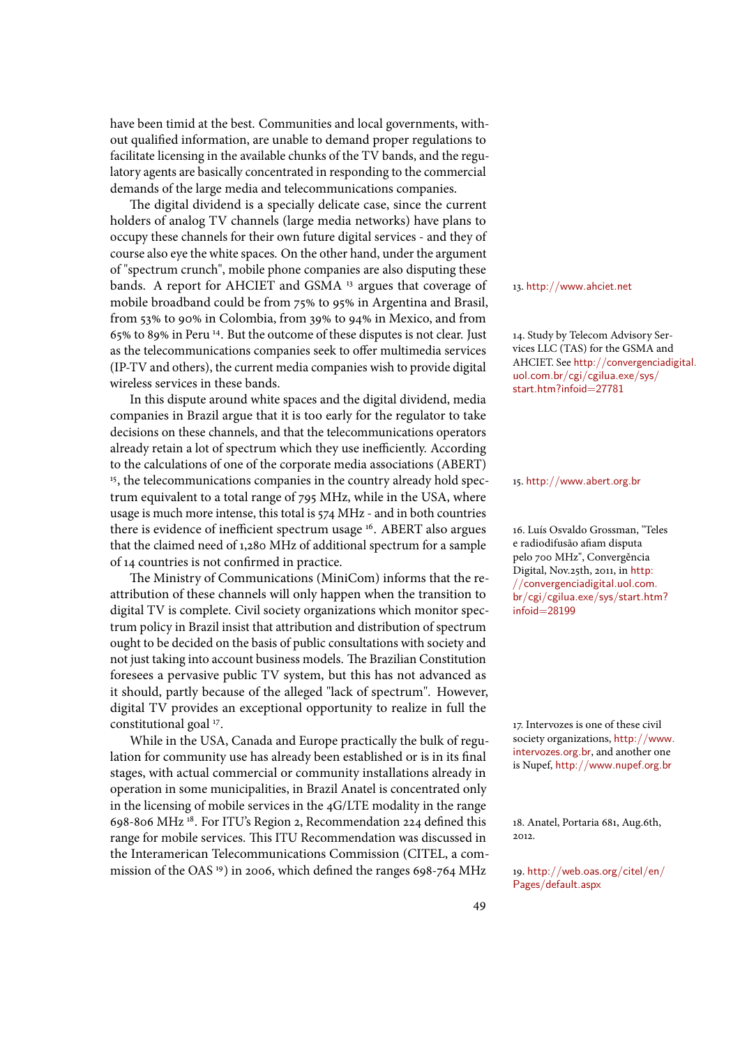have been timid at the best. Communities and local governments, without qualified information, are unable to demand proper regulations to facilitate licensing in the available chunks of the TV bands, and the regulatory agents are basically concentrated in responding to the commercial demands of the large media and telecommunications companies.

The digital dividend is a specially delicate case, since the current holders of analog TV channels (large media networks) have plans to occupy these channels for their own future digital services - and they of course also eye the white spaces. On the other hand, under the argument of "spectrum crunch", mobile phone companies are also disputing these bands. A report for AHCIET and GSMA [13] argues that coverage of mobile broadband could be from 75% to 95% in Argentina and Brasil, from 53% to 90% in Colombia, from 39% to 94% in Mexico, and from 65% to 89% in Peru [14]. But the outcome of these disputes is not clear. Just as the telecommunications companies seek to offer multimedia services (IP-TV and others), the current media companies wish to provide digital wireless services in these bands.

In this dispute around white spaces and the digital dividend, media companies in Brazil argue that it is too early for the regulator to take decisions on these channels, and that the telecommunications operators already retain a lot of spectrum which they use inefficiently. According to the calculations of one of the corporate media associations (ABERT) [15], the telecommunications companies in the country already hold spectrum equivalent to a total range of 795 MHz, while in the USA, where usage is much more intense, this total is 574 MHz - and in both countries there is evidence of inefficient spectrum usage [16]. ABERT also argues that the claimed need of 1,280 MHz of additional spectrum for a sample of 14 countries is not confirmed in practice.

The Ministry of Communications (MiniCom) informs that the reattribution of these channels will only happen when the transition to digital TV is complete. Civil society organizations which monitor spectrum policy in Brazil insist that attribution and distribution of spectrum ought to be decided on the basis of public consultations with society and not just taking into account business models. The Brazilian Constitution foresees a pervasive public TV system, but this has not advanced as it should, partly because of the alleged "lack of spectrum". However, digital TV provides an exceptional opportunity to realize in full the constitutional goal [17].

While in the USA, Canada and Europe practically the bulk of regulation for community use has already been established or is in its final stages, with actual commercial or community installations already in operation in some municipalities, in Brazil Anatel is concentrated only in the licensing of mobile services in the 4G/LTE modality in the range 698-806 MHz [18]. For ITU's Region 2, Recommendation 224 defined this range for mobile services. This ITU Recommendation was discussed in the Interamerican Telecommunications Commission (CITEL, a commission of the OAS [19]) in 2006, which defined the ranges 698-764 MHz

13. http://www.ahciet.net

14. Study by Telecom Advisory Services LLC (TAS) for the GSMA and AHCIET. See http://convergenciadigital.uol.com.br/cgi/cgilua.exe/sys/start.htm?infoid=27781

15. http://www.abert.org.br

16. Luís Osvaldo Grossman, "Teles e radiodifusão afiam disputa pelo 700 MHz", Convergência Digital, Nov.25th, 2011, in http://convergenciadigital.uol.com.br/cgi/cgilua.exe/sys/start.htm?infoid=28199

17. Intervozes is one of these civil society organizations, http://www.intervozes.org.br, and another one is Nupef, http://www.nupef.org.br

18. Anatel, Portaria 681, Aug.6th, 2012.

19. http://web.oas.org/citel/en/Pages/default.aspx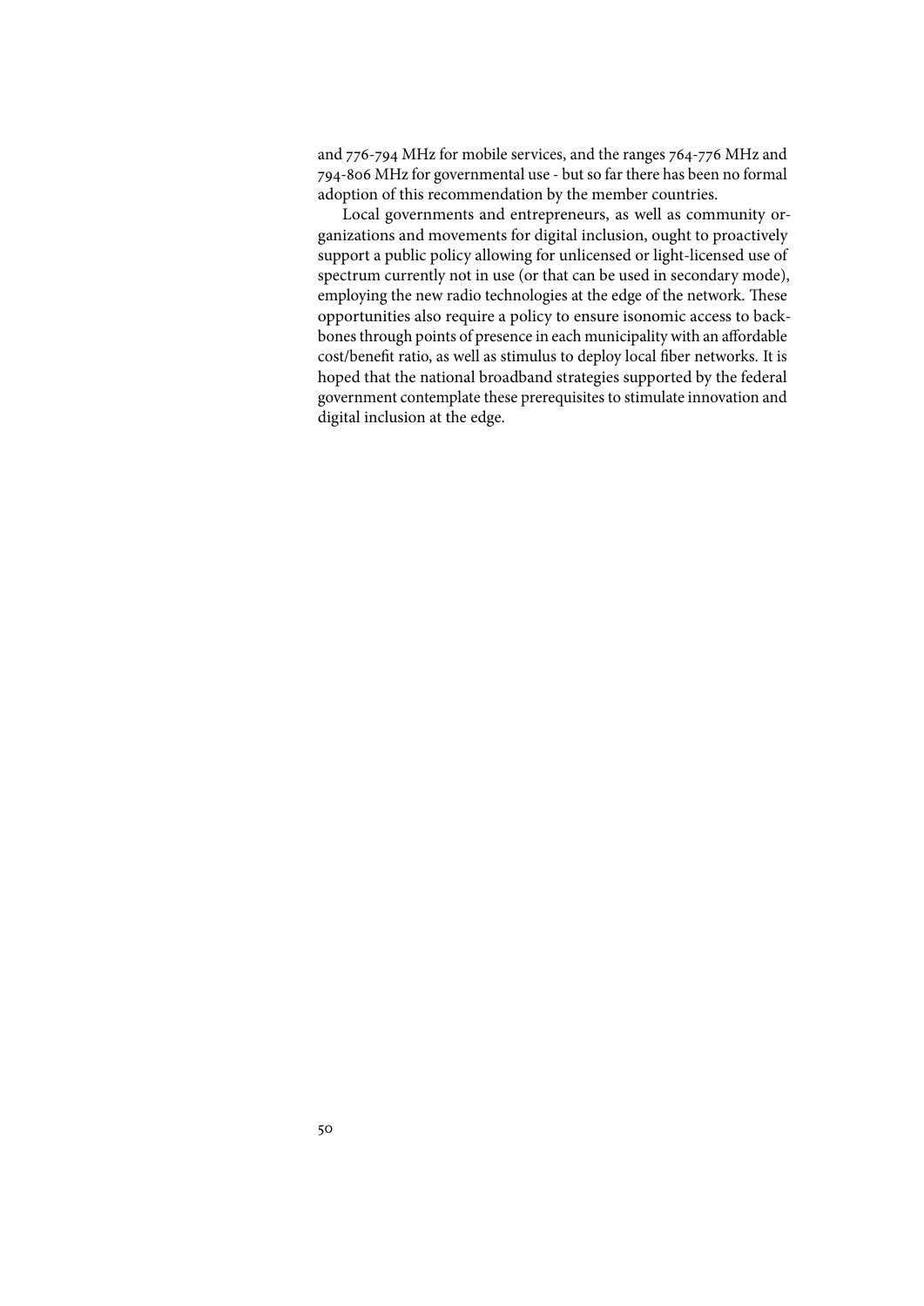and 776-794 MHz for mobile services, and the ranges 764-776 MHz and 794-806 MHz for governmental use - but so far there has been no formal adoption of this recommendation by the member countries.

Local governments and entrepreneurs, as well as community organizations and movements for digital inclusion, ought to proactively support a public policy allowing for unlicensed or light-licensed use of spectrum currently not in use (or that can be used in secondary mode), employing the new radio technologies at the edge of the network. These opportunities also require a policy to ensure isonomic access to backbones through points of presence in each municipality with an affordable cost/benefit ratio, as well as stimulus to deploy local fiber networks. It is hoped that the national broadband strategies supported by the federal government contemplate these prerequisites to stimulate innovation and digital inclusion at the edge.